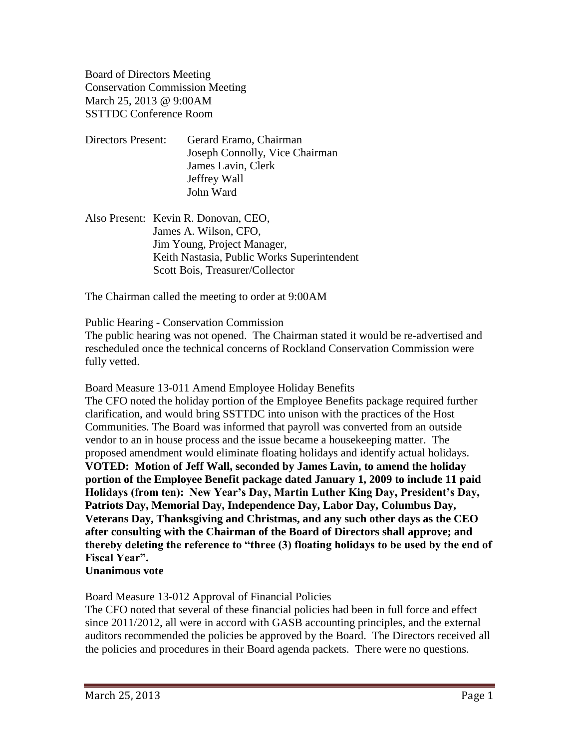Board of Directors Meeting
Conservation Commission Meeting
March 25, 2013 @ 9:00AM
SSTTDC Conference Room

Directors Present: Gerard Eramo, Chairman
Joseph Connolly, Vice Chairman
James Lavin, Clerk
Jeffrey Wall
John Ward

Also Present: Kevin R. Donovan, CEO,
James A. Wilson, CFO,
Jim Young, Project Manager,
Keith Nastasia, Public Works Superintendent
Scott Bois, Treasurer/Collector

The Chairman called the meeting to order at 9:00AM

Public Hearing - Conservation Commission
The public hearing was not opened. The Chairman stated it would be re-advertised and rescheduled once the technical concerns of Rockland Conservation Commission were fully vetted.

Board Measure 13-011 Amend Employee Holiday Benefits
The CFO noted the holiday portion of the Employee Benefits package required further clarification, and would bring SSTTDC into unison with the practices of the Host Communities. The Board was informed that payroll was converted from an outside vendor to an in house process and the issue became a housekeeping matter. The proposed amendment would eliminate floating holidays and identify actual holidays.
**VOTED: Motion of Jeff Wall, seconded by James Lavin, to amend the holiday portion of the Employee Benefit package dated January 1, 2009 to include 11 paid Holidays (from ten): New Year's Day, Martin Luther King Day, President's Day, Patriots Day, Memorial Day, Independence Day, Labor Day, Columbus Day, Veterans Day, Thanksgiving and Christmas, and any such other days as the CEO after consulting with the Chairman of the Board of Directors shall approve; and thereby deleting the reference to "three (3) floating holidays to be used by the end of Fiscal Year".**
**Unanimous vote**

Board Measure 13-012 Approval of Financial Policies
The CFO noted that several of these financial policies had been in full force and effect since 2011/2012, all were in accord with GASB accounting principles, and the external auditors recommended the policies be approved by the Board. The Directors received all the policies and procedures in their Board agenda packets. There were no questions.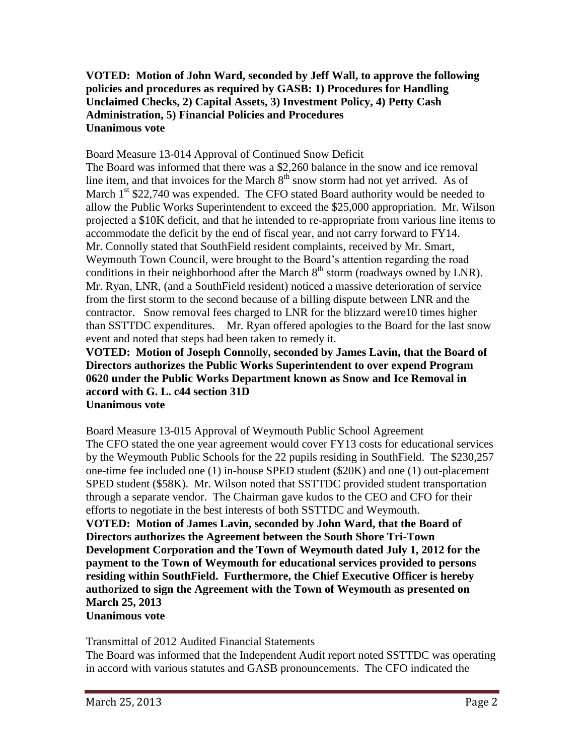**VOTED: Motion of John Ward, seconded by Jeff Wall, to approve the following policies and procedures as required by GASB: 1) Procedures for Handling Unclaimed Checks, 2) Capital Assets, 3) Investment Policy, 4) Petty Cash Administration, 5) Financial Policies and Procedures**
**Unanimous vote**

Board Measure 13-014 Approval of Continued Snow Deficit

The Board was informed that there was a $2,260 balance in the snow and ice removal line item, and that invoices for the March 8th snow storm had not yet arrived. As of March 1st $22,740 was expended. The CFO stated Board authority would be needed to allow the Public Works Superintendent to exceed the $25,000 appropriation. Mr. Wilson projected a $10K deficit, and that he intended to re-appropriate from various line items to accommodate the deficit by the end of fiscal year, and not carry forward to FY14. Mr. Connolly stated that SouthField resident complaints, received by Mr. Smart, Weymouth Town Council, were brought to the Board's attention regarding the road conditions in their neighborhood after the March 8th storm (roadways owned by LNR). Mr. Ryan, LNR, (and a SouthField resident) noticed a massive deterioration of service from the first storm to the second because of a billing dispute between LNR and the contractor. Snow removal fees charged to LNR for the blizzard were10 times higher than SSTTDC expenditures. Mr. Ryan offered apologies to the Board for the last snow event and noted that steps had been taken to remedy it.

**VOTED: Motion of Joseph Connolly, seconded by James Lavin, that the Board of Directors authorizes the Public Works Superintendent to over expend Program 0620 under the Public Works Department known as Snow and Ice Removal in accord with G. L. c44 section 31D**
**Unanimous vote**

Board Measure 13-015 Approval of Weymouth Public School Agreement

The CFO stated the one year agreement would cover FY13 costs for educational services by the Weymouth Public Schools for the 22 pupils residing in SouthField. The $230,257 one-time fee included one (1) in-house SPED student ($20K) and one (1) out-placement SPED student ($58K). Mr. Wilson noted that SSTTDC provided student transportation through a separate vendor. The Chairman gave kudos to the CEO and CFO for their efforts to negotiate in the best interests of both SSTTDC and Weymouth.

**VOTED: Motion of James Lavin, seconded by John Ward, that the Board of Directors authorizes the Agreement between the South Shore Tri-Town Development Corporation and the Town of Weymouth dated July 1, 2012 for the payment to the Town of Weymouth for educational services provided to persons residing within SouthField. Furthermore, the Chief Executive Officer is hereby authorized to sign the Agreement with the Town of Weymouth as presented on March 25, 2013**
**Unanimous vote**

Transmittal of 2012 Audited Financial Statements

The Board was informed that the Independent Audit report noted SSTTDC was operating in accord with various statutes and GASB pronouncements. The CFO indicated the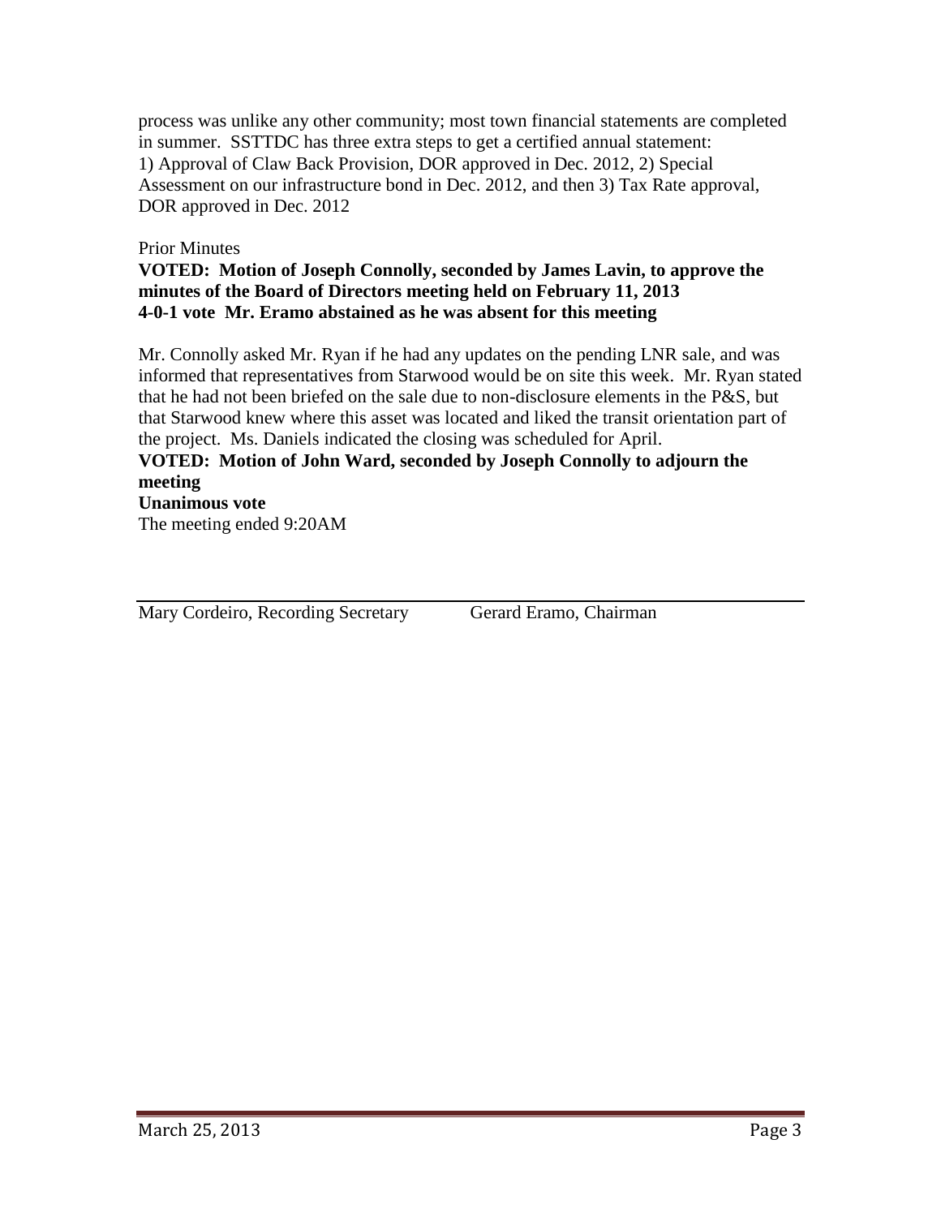process was unlike any other community; most town financial statements are completed in summer. SSTTDC has three extra steps to get a certified annual statement: 1) Approval of Claw Back Provision, DOR approved in Dec. 2012, 2) Special Assessment on our infrastructure bond in Dec. 2012, and then 3) Tax Rate approval, DOR approved in Dec. 2012

Prior Minutes

**VOTED: Motion of Joseph Connolly, seconded by James Lavin, to approve the minutes of the Board of Directors meeting held on February 11, 2013**
**4-0-1 vote Mr. Eramo abstained as he was absent for this meeting**

Mr. Connolly asked Mr. Ryan if he had any updates on the pending LNR sale, and was informed that representatives from Starwood would be on site this week. Mr. Ryan stated that he had not been briefed on the sale due to non-disclosure elements in the P&S, but that Starwood knew where this asset was located and liked the transit orientation part of the project. Ms. Daniels indicated the closing was scheduled for April.

**VOTED: Motion of John Ward, seconded by Joseph Connolly to adjourn the meeting**
**Unanimous vote**

The meeting ended 9:20AM

Mary Cordeiro, Recording Secretary Gerard Eramo, Chairman